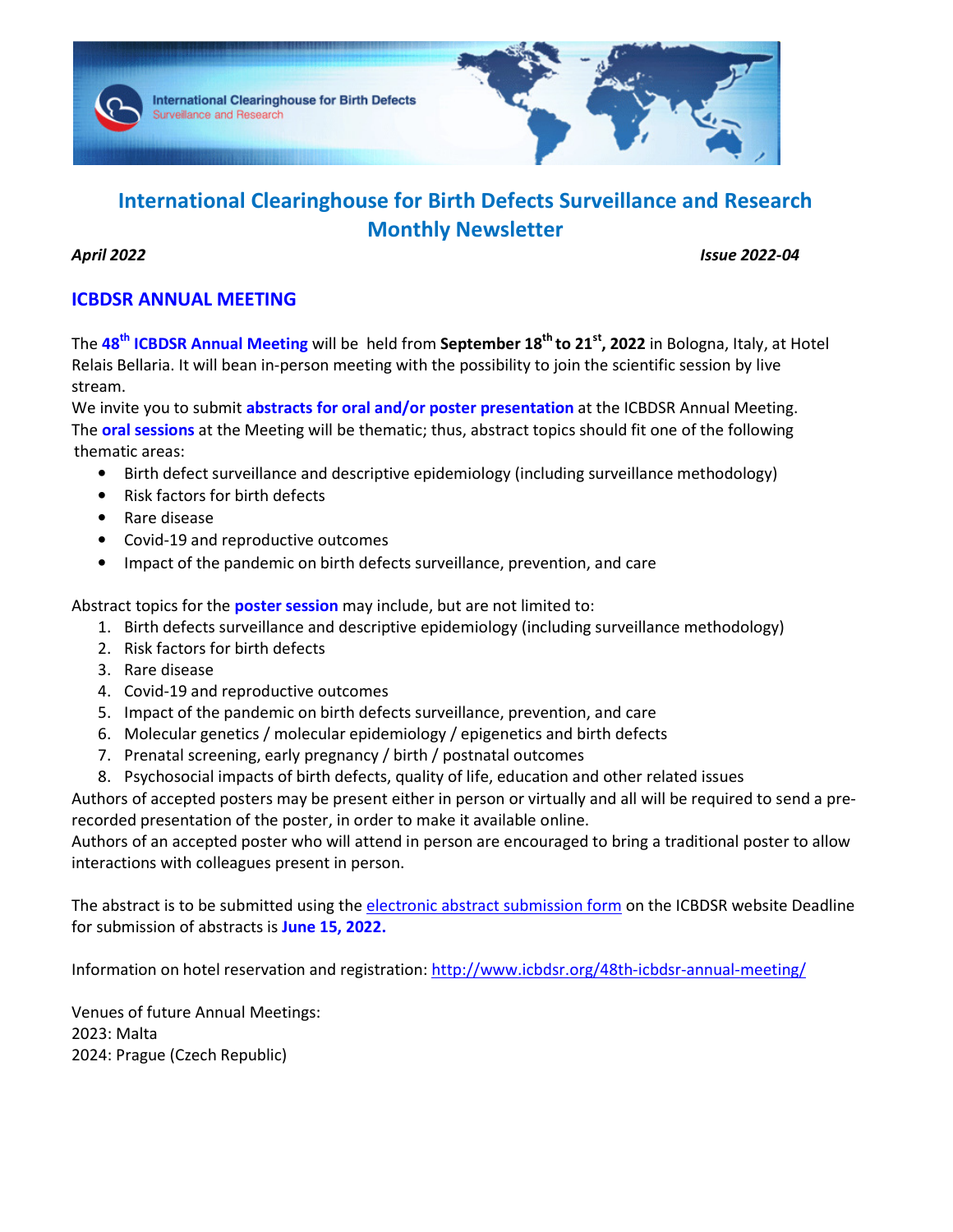# International Clearinghouse for Birth Defects Surveillance and Research Monthly Newsletter

*April 2022* *Issue 2022-04*

## ICBDSR ANNUAL MEETING

The **48th ICBDSR Annual Meeting** will be held from **September 18th to 21st, 2022** in Bologna, Italy, at Hotel Relais Bellaria. It will bean in-person meeting with the possibility to join the scientific session by live stream.

We invite you to submit **abstracts for oral and/or poster presentation** at the ICBDSR Annual Meeting. The **oral sessions** at the Meeting will be thematic; thus, abstract topics should fit one of the following thematic areas:

- Birth defect surveillance and descriptive epidemiology (including surveillance methodology)
- Risk factors for birth defects
- Rare disease
- Covid-19 and reproductive outcomes
- Impact of the pandemic on birth defects surveillance, prevention, and care

Abstract topics for the **poster session** may include, but are not limited to:

1. Birth defects surveillance and descriptive epidemiology (including surveillance methodology)
2. Risk factors for birth defects
3. Rare disease
4. Covid-19 and reproductive outcomes
5. Impact of the pandemic on birth defects surveillance, prevention, and care
6. Molecular genetics / molecular epidemiology / epigenetics and birth defects
7. Prenatal screening, early pregnancy / birth / postnatal outcomes
8. Psychosocial impacts of birth defects, quality of life, education and other related issues

Authors of accepted posters may be present either in person or virtually and all will be required to send a pre-recorded presentation of the poster, in order to make it available online.

Authors of an accepted poster who will attend in person are encouraged to bring a traditional poster to allow interactions with colleagues present in person.

The abstract is to be submitted using the electronic abstract submission form on the ICBDSR website Deadline for submission of abstracts is **June 15, 2022.**

Information on hotel reservation and registration: http://www.icbdsr.org/48th-icbdsr-annual-meeting/

Venues of future Annual Meetings:
2023: Malta
2024: Prague (Czech Republic)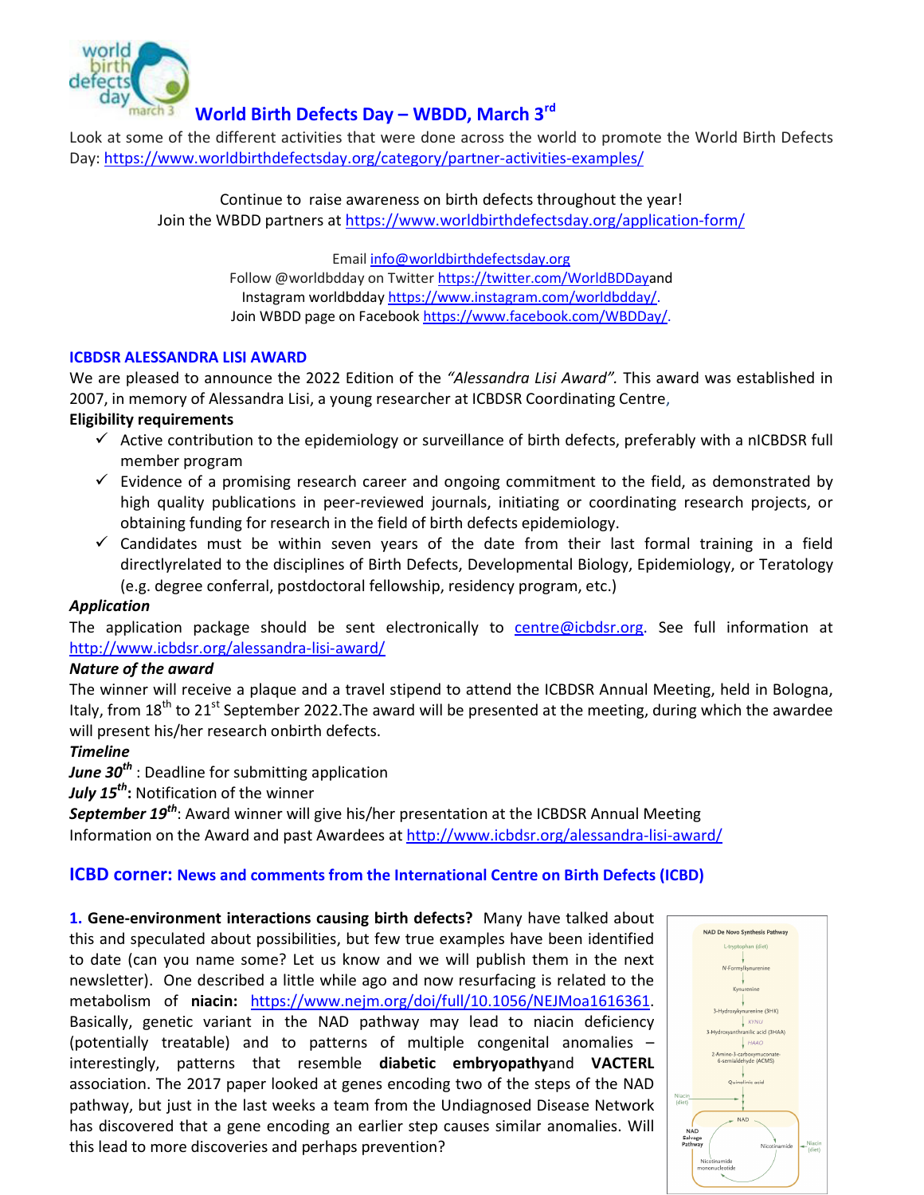## World Birth Defects Day – WBDD, March 3rd

Look at some of the different activities that were done across the world to promote the World Birth Defects Day: https://www.worldbirthdefectsday.org/category/partner-activities-examples/

Continue to raise awareness on birth defects throughout the year!
Join the WBDD partners at https://www.worldbirthdefectsday.org/application-form/

Email info@worldbirthdefectsday.org
Follow @worldbdday on Twitter https://twitter.com/WorldBDDayand
Instagram worldbdday https://www.instagram.com/worldbdday/.
Join WBDD page on Facebook https://www.facebook.com/WBDDay/.

### ICBDSR ALESSANDRA LISI AWARD

We are pleased to announce the 2022 Edition of the *"Alessandra Lisi Award".* This award was established in 2007, in memory of Alessandra Lisi, a young researcher at ICBDSR Coordinating Centre,

**Eligibility requirements**

- ✓ Active contribution to the epidemiology or surveillance of birth defects, preferably with a nICBDSR full member program
- ✓ Evidence of a promising research career and ongoing commitment to the field, as demonstrated by high quality publications in peer-reviewed journals, initiating or coordinating research projects, or obtaining funding for research in the field of birth defects epidemiology.
- ✓ Candidates must be within seven years of the date from their last formal training in a field directlyrelated to the disciplines of Birth Defects, Developmental Biology, Epidemiology, or Teratology (e.g. degree conferral, postdoctoral fellowship, residency program, etc.)

***Application***

The application package should be sent electronically to centre@icbdsr.org. See full information at http://www.icbdsr.org/alessandra-lisi-award/

***Nature of the award***

The winner will receive a plaque and a travel stipend to attend the ICBDSR Annual Meeting, held in Bologna, Italy, from 18th to 21st September 2022.The award will be presented at the meeting, during which the awardee will present his/her research onbirth defects.

***Timeline***

***June 30th*** : Deadline for submitting application
***July 15th*:** Notification of the winner
***September 19th***: Award winner will give his/her presentation at the ICBDSR Annual Meeting
Information on the Award and past Awardees at http://www.icbdsr.org/alessandra-lisi-award/

### ICBD corner: News and comments from the International Centre on Birth Defects (ICBD)

**1. Gene-environment interactions causing birth defects?** Many have talked about this and speculated about possibilities, but few true examples have been identified to date (can you name some? Let us know and we will publish them in the next newsletter). One described a little while ago and now resurfacing is related to the metabolism of **niacin:** https://www.nejm.org/doi/full/10.1056/NEJMoa1616361. Basically, genetic variant in the NAD pathway may lead to niacin deficiency (potentially treatable) and to patterns of multiple congenital anomalies – interestingly, patterns that resemble **diabetic embryopathy**and **VACTERL** association. The 2017 paper looked at genes encoding two of the steps of the NAD pathway, but just in the last weeks a team from the Undiagnosed Disease Network has discovered that a gene encoding an earlier step causes similar anomalies. Will this lead to more discoveries and perhaps prevention?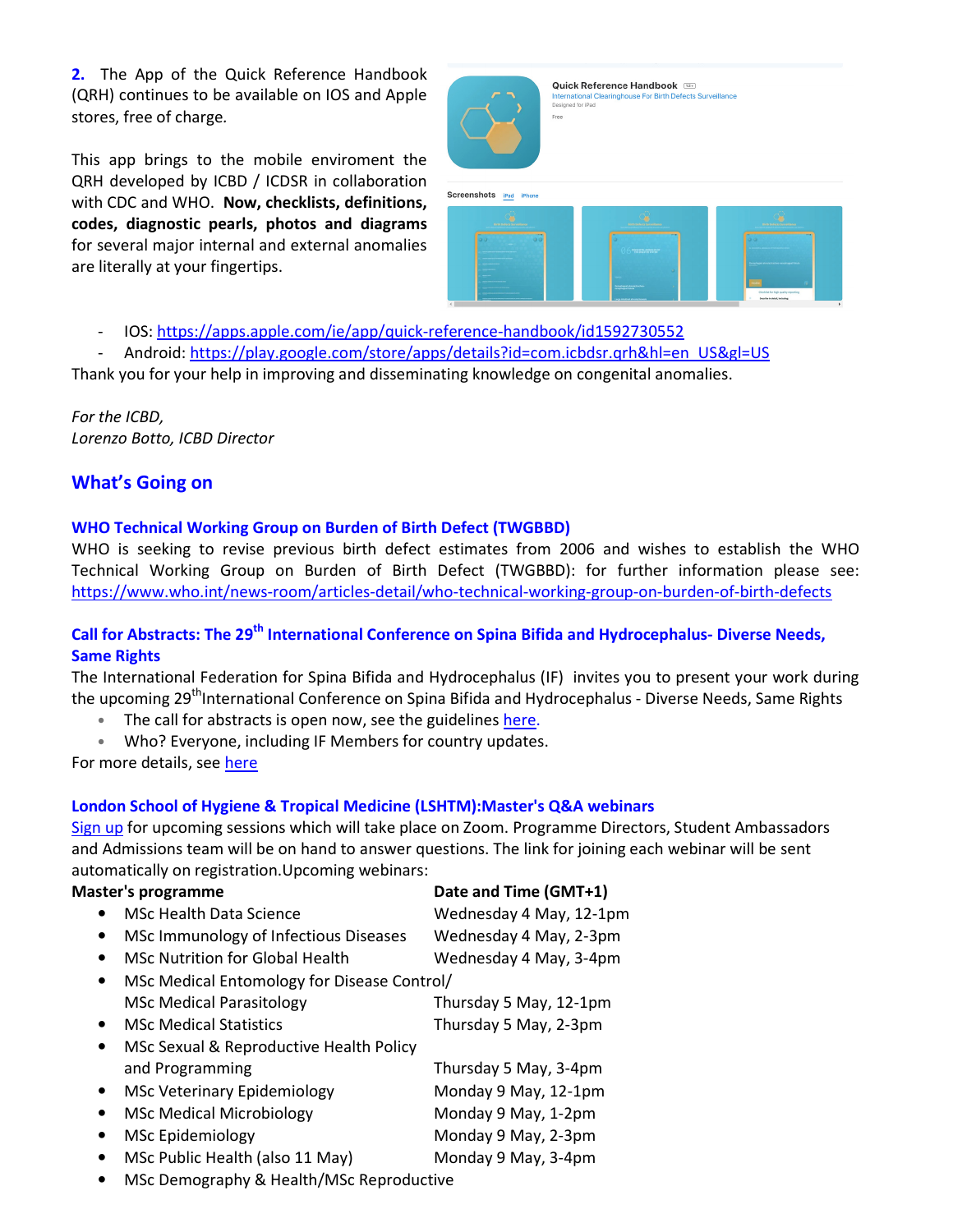**2.** The App of the Quick Reference Handbook (QRH) continues to be available on IOS and Apple stores, free of charge.

This app brings to the mobile enviroment the QRH developed by ICBD / ICDSR in collaboration with CDC and WHO. **Now, checklists, definitions, codes, diagnostic pearls, photos and diagrams** for several major internal and external anomalies are literally at your fingertips.

- IOS: https://apps.apple.com/ie/app/quick-reference-handbook/id1592730552
- Android: https://play.google.com/store/apps/details?id=com.icbdsr.qrh&hl=en_US&gl=US

Thank you for your help in improving and disseminating knowledge on congenital anomalies.

*For the ICBD,*
*Lorenzo Botto, ICBD Director*

## What's Going on

### WHO Technical Working Group on Burden of Birth Defect (TWGBBD)

WHO is seeking to revise previous birth defect estimates from 2006 and wishes to establish the WHO Technical Working Group on Burden of Birth Defect (TWGBBD): for further information please see: https://www.who.int/news-room/articles-detail/who-technical-working-group-on-burden-of-birth-defects

### Call for Abstracts: The 29th International Conference on Spina Bifida and Hydrocephalus- Diverse Needs, Same Rights

The International Federation for Spina Bifida and Hydrocephalus (IF) invites you to present your work during the upcoming 29th International Conference on Spina Bifida and Hydrocephalus - Diverse Needs, Same Rights

- The call for abstracts is open now, see the guidelines here.
- Who? Everyone, including IF Members for country updates.

For more details, see here

### London School of Hygiene & Tropical Medicine (LSHTM):Master's Q&A webinars

Sign up for upcoming sessions which will take place on Zoom. Programme Directors, Student Ambassadors and Admissions team will be on hand to answer questions. The link for joining each webinar will be sent automatically on registration.Upcoming webinars:

| Master's programme | Date and Time (GMT+1) |
|---|---|
| • MSc Health Data Science | Wednesday 4 May, 12-1pm |
| • MSc Immunology of Infectious Diseases | Wednesday 4 May, 2-3pm |
| • MSc Nutrition for Global Health | Wednesday 4 May, 3-4pm |
| • MSc Medical Entomology for Disease Control/ MSc Medical Parasitology | Thursday 5 May, 12-1pm |
| • MSc Medical Statistics | Thursday 5 May, 2-3pm |
| • MSc Sexual & Reproductive Health Policy and Programming | Thursday 5 May, 3-4pm |
| • MSc Veterinary Epidemiology | Monday 9 May, 12-1pm |
| • MSc Medical Microbiology | Monday 9 May, 1-2pm |
| • MSc Epidemiology | Monday 9 May, 2-3pm |
| • MSc Public Health (also 11 May) | Monday 9 May, 3-4pm |
| • MSc Demography & Health/MSc Reproductive | |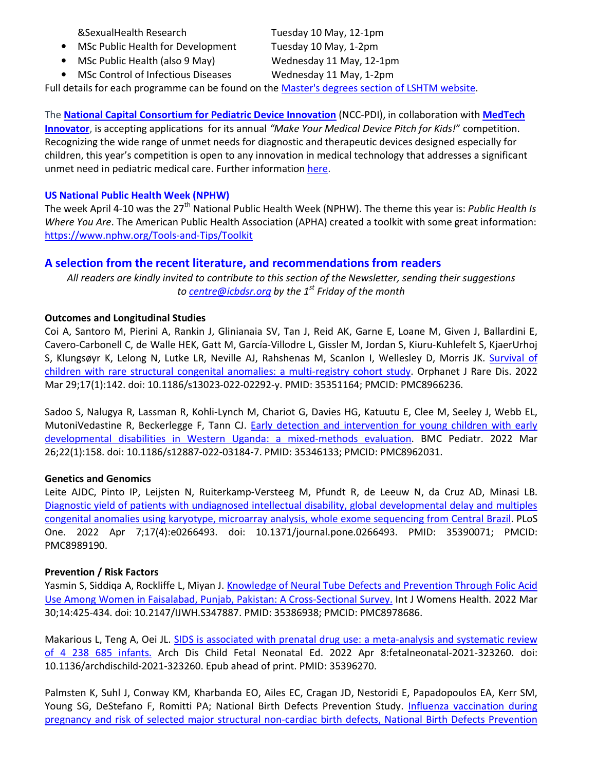&SexualHealth Research — Tuesday 10 May, 12-1pm

- MSc Public Health for Development — Tuesday 10 May, 1-2pm
- MSc Public Health (also 9 May) — Wednesday 11 May, 12-1pm
- MSc Control of Infectious Diseases — Wednesday 11 May, 1-2pm

Full details for each programme can be found on the [Master's degrees section of LSHTM website](#).

The **[National Capital Consortium for Pediatric Device Innovation](#)** (NCC-PDI), in collaboration with **[MedTech Innovator](#)**, is accepting applications for its annual *"Make Your Medical Device Pitch for Kids!"* competition. Recognizing the wide range of unmet needs for diagnostic and therapeutic devices designed especially for children, this year's competition is open to any innovation in medical technology that addresses a significant unmet need in pediatric medical care. Further information [here](#).

### US National Public Health Week (NPHW)

The week April 4-10 was the 27th National Public Health Week (NPHW). The theme this year is: *Public Health Is Where You Are*. The American Public Health Association (APHA) created a toolkit with some great information: https://www.nphw.org/Tools-and-Tips/Toolkit

## A selection from the recent literature, and recommendations from readers

*All readers are kindly invited to contribute to this section of the Newsletter, sending their suggestions to centre@icbdsr.org by the 1st Friday of the month*

**Outcomes and Longitudinal Studies**

Coi A, Santoro M, Pierini A, Rankin J, Glinianaia SV, Tan J, Reid AK, Garne E, Loane M, Given J, Ballardini E, Cavero-Carbonell C, de Walle HEK, Gatt M, García-Villodre L, Gissler M, Jordan S, Kiuru-Kuhlefelt S, KjaerUrhoj S, Klungsøyr K, Lelong N, Lutke LR, Neville AJ, Rahshenas M, Scanlon I, Wellesley D, Morris JK. [Survival of children with rare structural congenital anomalies: a multi-registry cohort study](#). Orphanet J Rare Dis. 2022 Mar 29;17(1):142. doi: 10.1186/s13023-022-02292-y. PMID: 35351164; PMCID: PMC8966236.

Sadoo S, Nalugya R, Lassman R, Kohli-Lynch M, Chariot G, Davies HG, Katuutu E, Clee M, Seeley J, Webb EL, MutoniVedastine R, Beckerlegge F, Tann CJ. [Early detection and intervention for young children with early developmental disabilities in Western Uganda: a mixed-methods evaluation](#). BMC Pediatr. 2022 Mar 26;22(1):158. doi: 10.1186/s12887-022-03184-7. PMID: 35346133; PMCID: PMC8962031.

**Genetics and Genomics**

Leite AJDC, Pinto IP, Leijsten N, Ruiterkamp-Versteeg M, Pfundt R, de Leeuw N, da Cruz AD, Minasi LB. [Diagnostic yield of patients with undiagnosed intellectual disability, global developmental delay and multiples congenital anomalies using karyotype, microarray analysis, whole exome sequencing from Central Brazil](#). PLoS One. 2022 Apr 7;17(4):e0266493. doi: 10.1371/journal.pone.0266493. PMID: 35390071; PMCID: PMC8989190.

**Prevention / Risk Factors**

Yasmin S, Siddiqa A, Rockliffe L, Miyan J. [Knowledge of Neural Tube Defects and Prevention Through Folic Acid Use Among Women in Faisalabad, Punjab, Pakistan: A Cross-Sectional Survey.](#) Int J Womens Health. 2022 Mar 30;14:425-434. doi: 10.2147/IJWH.S347887. PMID: 35386938; PMCID: PMC8978686.

Makarious L, Teng A, Oei JL. [SIDS is associated with prenatal drug use: a meta-analysis and systematic review of 4 238 685 infants.](#) Arch Dis Child Fetal Neonatal Ed. 2022 Apr 8:fetalneonatal-2021-323260. doi: 10.1136/archdischild-2021-323260. Epub ahead of print. PMID: 35396270.

Palmsten K, Suhl J, Conway KM, Kharbanda EO, Ailes EC, Cragan JD, Nestoridi E, Papadopoulos EA, Kerr SM, Young SG, DeStefano F, Romitti PA; National Birth Defects Prevention Study. [Influenza vaccination during pregnancy and risk of selected major structural non-cardiac birth defects, National Birth Defects Prevention](#)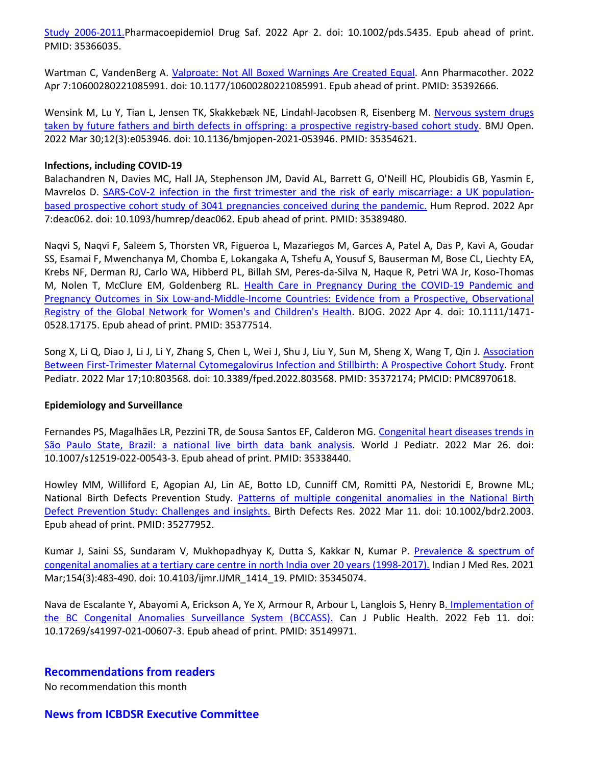Study 2006-2011.Pharmacoepidemiol Drug Saf. 2022 Apr 2. doi: 10.1002/pds.5435. Epub ahead of print. PMID: 35366035.

Wartman C, VandenBerg A. Valproate: Not All Boxed Warnings Are Created Equal. Ann Pharmacother. 2022 Apr 7:10600280221085991. doi: 10.1177/10600280221085991. Epub ahead of print. PMID: 35392666.

Wensink M, Lu Y, Tian L, Jensen TK, Skakkebæk NE, Lindahl-Jacobsen R, Eisenberg M. Nervous system drugs taken by future fathers and birth defects in offspring: a prospective registry-based cohort study. BMJ Open. 2022 Mar 30;12(3):e053946. doi: 10.1136/bmjopen-2021-053946. PMID: 35354621.

**Infections, including COVID-19**

Balachandren N, Davies MC, Hall JA, Stephenson JM, David AL, Barrett G, O'Neill HC, Ploubidis GB, Yasmin E, Mavrelos D. SARS-CoV-2 infection in the first trimester and the risk of early miscarriage: a UK population-based prospective cohort study of 3041 pregnancies conceived during the pandemic. Hum Reprod. 2022 Apr 7:deac062. doi: 10.1093/humrep/deac062. Epub ahead of print. PMID: 35389480.

Naqvi S, Naqvi F, Saleem S, Thorsten VR, Figueroa L, Mazariegos M, Garces A, Patel A, Das P, Kavi A, Goudar SS, Esamai F, Mwenchanya M, Chomba E, Lokangaka A, Tshefu A, Yousuf S, Bauserman M, Bose CL, Liechty EA, Krebs NF, Derman RJ, Carlo WA, Hibberd PL, Billah SM, Peres-da-Silva N, Haque R, Petri WA Jr, Koso-Thomas M, Nolen T, McClure EM, Goldenberg RL. Health Care in Pregnancy During the COVID-19 Pandemic and Pregnancy Outcomes in Six Low-and-Middle-Income Countries: Evidence from a Prospective, Observational Registry of the Global Network for Women's and Children's Health. BJOG. 2022 Apr 4. doi: 10.1111/1471-0528.17175. Epub ahead of print. PMID: 35377514.

Song X, Li Q, Diao J, Li J, Li Y, Zhang S, Chen L, Wei J, Shu J, Liu Y, Sun M, Sheng X, Wang T, Qin J. Association Between First-Trimester Maternal Cytomegalovirus Infection and Stillbirth: A Prospective Cohort Study. Front Pediatr. 2022 Mar 17;10:803568. doi: 10.3389/fped.2022.803568. PMID: 35372174; PMCID: PMC8970618.

**Epidemiology and Surveillance**

Fernandes PS, Magalhães LR, Pezzini TR, de Sousa Santos EF, Calderon MG. Congenital heart diseases trends in São Paulo State, Brazil: a national live birth data bank analysis. World J Pediatr. 2022 Mar 26. doi: 10.1007/s12519-022-00543-3. Epub ahead of print. PMID: 35338440.

Howley MM, Williford E, Agopian AJ, Lin AE, Botto LD, Cunniff CM, Romitti PA, Nestoridi E, Browne ML; National Birth Defects Prevention Study. Patterns of multiple congenital anomalies in the National Birth Defect Prevention Study: Challenges and insights. Birth Defects Res. 2022 Mar 11. doi: 10.1002/bdr2.2003. Epub ahead of print. PMID: 35277952.

Kumar J, Saini SS, Sundaram V, Mukhopadhyay K, Dutta S, Kakkar N, Kumar P. Prevalence & spectrum of congenital anomalies at a tertiary care centre in north India over 20 years (1998-2017). Indian J Med Res. 2021 Mar;154(3):483-490. doi: 10.4103/ijmr.IJMR_1414_19. PMID: 35345074.

Nava de Escalante Y, Abayomi A, Erickson A, Ye X, Armour R, Arbour L, Langlois S, Henry B. Implementation of the BC Congenital Anomalies Surveillance System (BCCASS). Can J Public Health. 2022 Feb 11. doi: 10.17269/s41997-021-00607-3. Epub ahead of print. PMID: 35149971.

## Recommendations from readers

No recommendation this month

## News from ICBDSR Executive Committee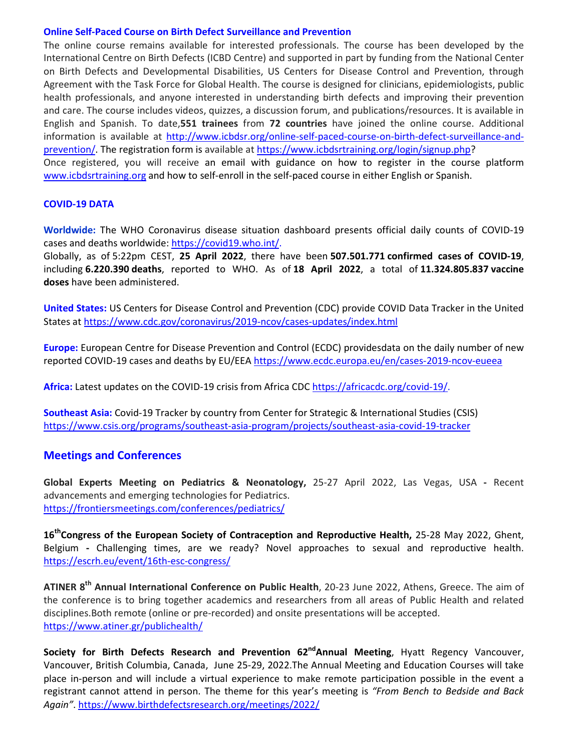### Online Self-Paced Course on Birth Defect Surveillance and Prevention

The online course remains available for interested professionals. The course has been developed by the International Centre on Birth Defects (ICBD Centre) and supported in part by funding from the National Center on Birth Defects and Developmental Disabilities, US Centers for Disease Control and Prevention, through Agreement with the Task Force for Global Health. The course is designed for clinicians, epidemiologists, public health professionals, and anyone interested in understanding birth defects and improving their prevention and care. The course includes videos, quizzes, a discussion forum, and publications/resources. It is available in English and Spanish. To date,**551 trainees** from **72 countries** have joined the online course. Additional information is available at http://www.icbdsr.org/online-self-paced-course-on-birth-defect-surveillance-and-prevention/. The registration form is available at https://www.icbdsrtraining.org/login/signup.php?

Once registered, you will receive an email with guidance on how to register in the course platform www.icbdsrtraining.org and how to self-enroll in the self-paced course in either English or Spanish.

### COVID-19 DATA

**Worldwide:** The WHO Coronavirus disease situation dashboard presents official daily counts of COVID-19 cases and deaths worldwide: https://covid19.who.int/.

Globally, as of 5:22pm CEST, **25 April 2022**, there have been **507.501.771 confirmed cases of COVID-19**, including **6.220.390 deaths**, reported to WHO. As of **18 April 2022**, a total of **11.324.805.837 vaccine doses** have been administered.

**United States:** US Centers for Disease Control and Prevention (CDC) provide COVID Data Tracker in the United States at https://www.cdc.gov/coronavirus/2019-ncov/cases-updates/index.html

**Europe:** European Centre for Disease Prevention and Control (ECDC) providesdata on the daily number of new reported COVID-19 cases and deaths by EU/EEA https://www.ecdc.europa.eu/en/cases-2019-ncov-eueea

**Africa:** Latest updates on the COVID-19 crisis from Africa CDC https://africacdc.org/covid-19/.

**Southeast Asia:** Covid-19 Tracker by country from Center for Strategic & International Studies (CSIS) https://www.csis.org/programs/southeast-asia-program/projects/southeast-asia-covid-19-tracker

## Meetings and Conferences

**Global Experts Meeting on Pediatrics & Neonatology,** 25-27 April 2022, Las Vegas, USA **-** Recent advancements and emerging technologies for Pediatrics.
https://frontiersmeetings.com/conferences/pediatrics/

**16th Congress of the European Society of Contraception and Reproductive Health,** 25-28 May 2022, Ghent, Belgium **-** Challenging times, are we ready? Novel approaches to sexual and reproductive health. https://escrh.eu/event/16th-esc-congress/

**ATINER 8th Annual International Conference on Public Health**, 20-23 June 2022, Athens, Greece. The aim of the conference is to bring together academics and researchers from all areas of Public Health and related disciplines.Both remote (online or pre-recorded) and onsite presentations will be accepted.
https://www.atiner.gr/publichealth/

**Society for Birth Defects Research and Prevention 62nd Annual Meeting**, Hyatt Regency Vancouver, Vancouver, British Columbia, Canada, June 25-29, 2022.The Annual Meeting and Education Courses will take place in-person and will include a virtual experience to make remote participation possible in the event a registrant cannot attend in person. The theme for this year's meeting is *"From Bench to Bedside and Back Again"*. https://www.birthdefectsresearch.org/meetings/2022/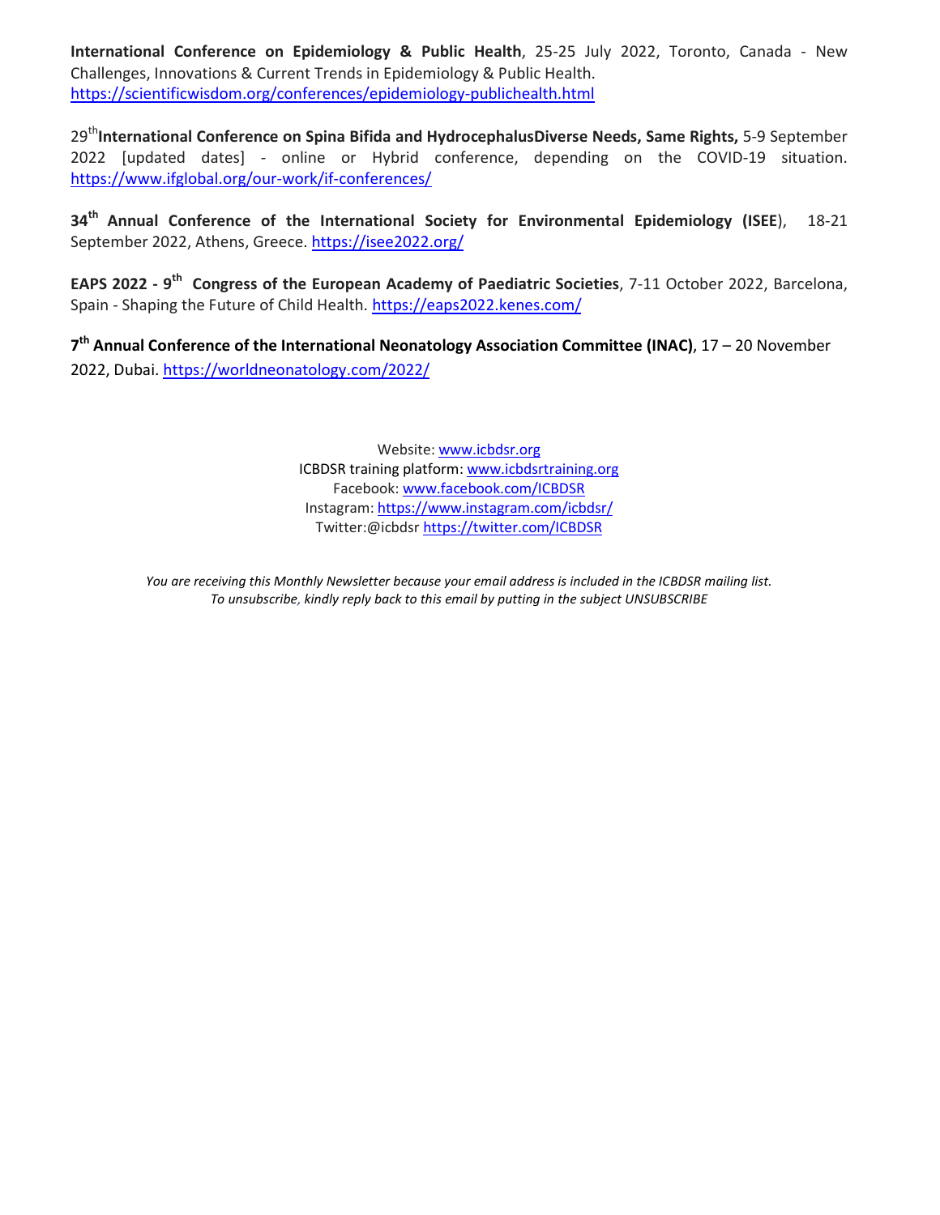**International Conference on Epidemiology & Public Health**, 25-25 July 2022, Toronto, Canada - New Challenges, Innovations & Current Trends in Epidemiology & Public Health. https://scientificwisdom.org/conferences/epidemiology-publichealth.html

29th **International Conference on Spina Bifida and HydrocephalusDiverse Needs, Same Rights,** 5-9 September 2022 [updated dates] - online or Hybrid conference, depending on the COVID-19 situation. https://www.ifglobal.org/our-work/if-conferences/

**34th Annual Conference of the International Society for Environmental Epidemiology (ISEE**), 18-21 September 2022, Athens, Greece. https://isee2022.org/

**EAPS 2022 - 9th Congress of the European Academy of Paediatric Societies**, 7-11 October 2022, Barcelona, Spain - Shaping the Future of Child Health. https://eaps2022.kenes.com/

**7th Annual Conference of the International Neonatology Association Committee (INAC)**, 17 – 20 November 2022, Dubai. https://worldneonatology.com/2022/

Website: www.icbdsr.org
ICBDSR training platform: www.icbdsrtraining.org
Facebook: www.facebook.com/ICBDSR
Instagram: https://www.instagram.com/icbdsr/
Twitter:@icbdsr https://twitter.com/ICBDSR

*You are receiving this Monthly Newsletter because your email address is included in the ICBDSR mailing list.*
*To unsubscribe, kindly reply back to this email by putting in the subject UNSUBSCRIBE*